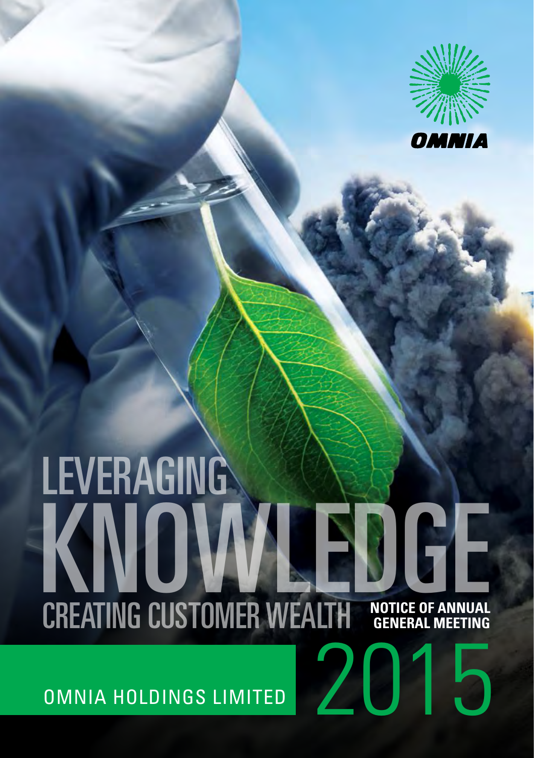OMNIA

# LEVERAGING KNOWLEDGE

## CREATING CUSTOMER WEALTH

**NOTICE OF ANNUAL GENERAL MEETING**

# 2015

OMNIA HOLDINGS LIMITED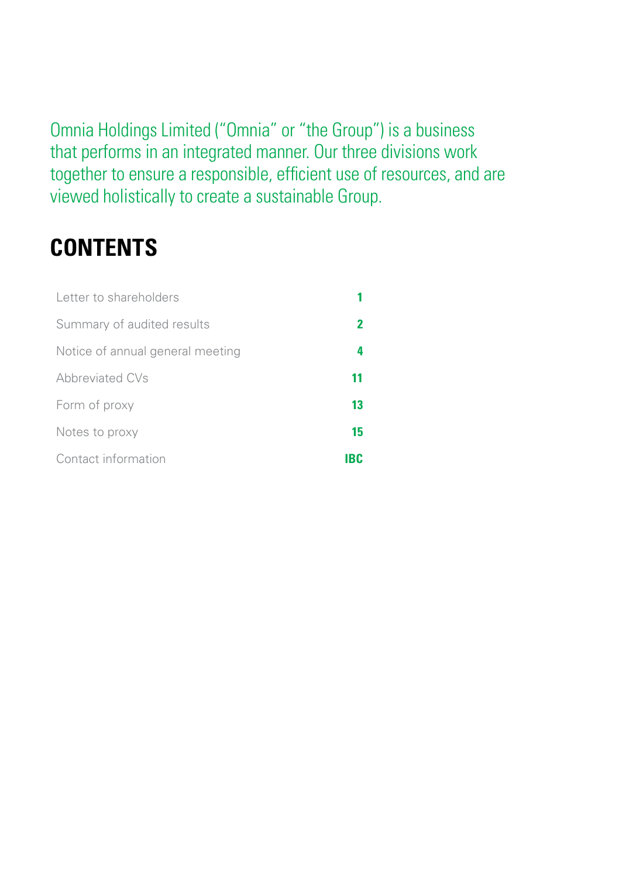Omnia Holdings Limited ("Omnia" or "the Group") is a business that performs in an integrated manner. Our three divisions work together to ensure a responsible, efficient use of resources, and are viewed holistically to create a sustainable Group.

## CONTENTS

| | |
|---|---|
| Letter to shareholders | 1 |
| Summary of audited results | 2 |
| Notice of annual general meeting | 4 |
| Abbreviated CVs | 11 |
| Form of proxy | 13 |
| Notes to proxy | 15 |
| Contact information | IBC |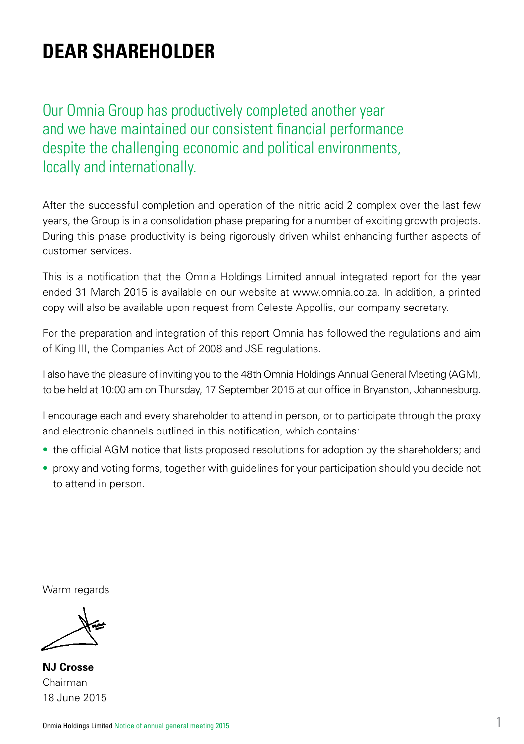# DEAR SHAREHOLDER

Our Omnia Group has productively completed another year and we have maintained our consistent financial performance despite the challenging economic and political environments, locally and internationally.

After the successful completion and operation of the nitric acid 2 complex over the last few years, the Group is in a consolidation phase preparing for a number of exciting growth projects. During this phase productivity is being rigorously driven whilst enhancing further aspects of customer services.

This is a notification that the Omnia Holdings Limited annual integrated report for the year ended 31 March 2015 is available on our website at www.omnia.co.za. In addition, a printed copy will also be available upon request from Celeste Appollis, our company secretary.

For the preparation and integration of this report Omnia has followed the regulations and aim of King III, the Companies Act of 2008 and JSE regulations.

I also have the pleasure of inviting you to the 48th Omnia Holdings Annual General Meeting (AGM), to be held at 10:00 am on Thursday, 17 September 2015 at our office in Bryanston, Johannesburg.

I encourage each and every shareholder to attend in person, or to participate through the proxy and electronic channels outlined in this notification, which contains:

- the official AGM notice that lists proposed resolutions for adoption by the shareholders; and
- proxy and voting forms, together with guidelines for your participation should you decide not to attend in person.

Warm regards

**NJ Crosse**
Chairman
18 June 2015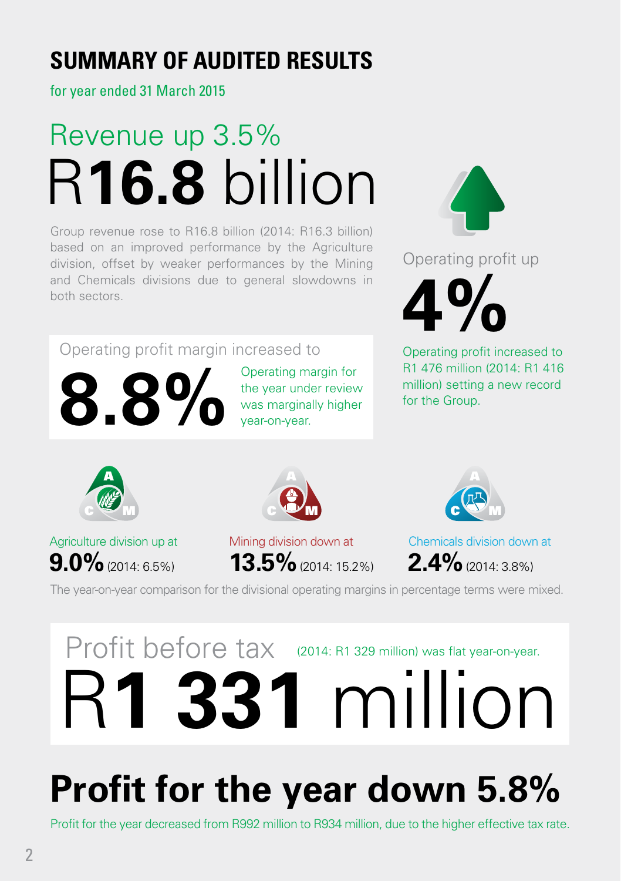# SUMMARY OF AUDITED RESULTS

for year ended 31 March 2015

## Revenue up 3.5%

# R**16.8** billion

Group revenue rose to R16.8 billion (2014: R16.3 billion) based on an improved performance by the Agriculture division, offset by weaker performances by the Mining and Chemicals divisions due to general slowdowns in both sectors.

Operating profit up

# 4%

Operating profit increased to R1 476 million (2014: R1 416 million) setting a new record for the Group.

Operating profit margin increased to

# 8.8%

Operating margin for the year under review was marginally higher year-on-year.

Agriculture division up at
**9.0%** (2014: 6.5%)

Mining division down at
**13.5%** (2014: 15.2%)

Chemicals division down at
**2.4%** (2014: 3.8%)

The year-on-year comparison for the divisional operating margins in percentage terms were mixed.

Profit before tax (2014: R1 329 million) was flat year-on-year.

# R**1 331** million

# Profit for the year down 5.8%

Profit for the year decreased from R992 million to R934 million, due to the higher effective tax rate.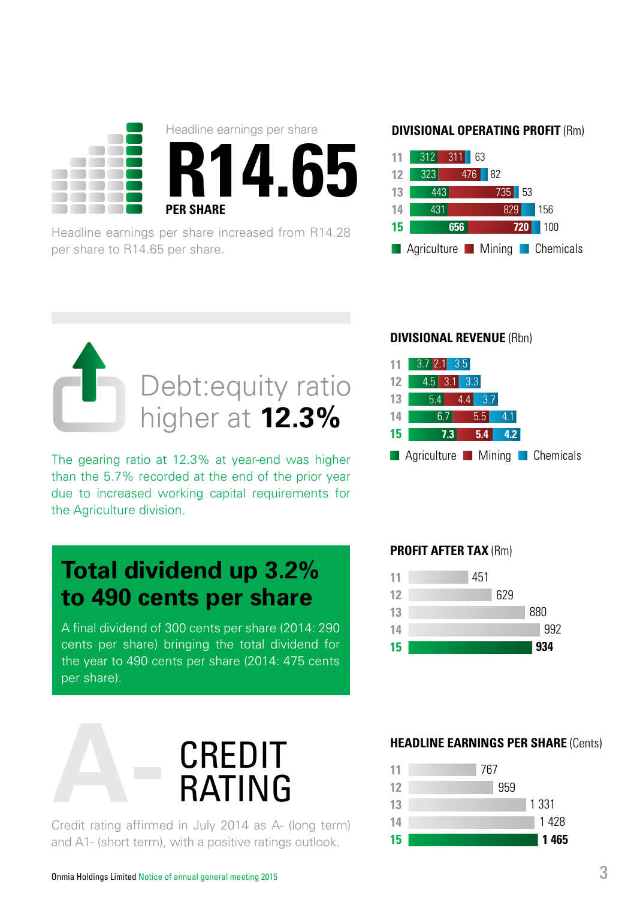Headline earnings per share

# R14.65

**PER SHARE**

Headline earnings per share increased from R14.28 per share to R14.65 per share.

## Debt:equity ratio higher at **12.3%**

The gearing ratio at 12.3% at year-end was higher than the 5.7% recorded at the end of the prior year due to increased working capital requirements for the Agriculture division.

## Total dividend up 3.2% to 490 cents per share

A final dividend of 300 cents per share (2014: 290 cents per share) bringing the total dividend for the year to 490 cents per share (2014: 475 cents per share).

## A- CREDIT RATING

Credit rating affirmed in July 2014 as A- (long term) and A1- (short term), with a positive ratings outlook.

### DIVISIONAL OPERATING PROFIT (Rm)

11 312 311 63
12 323 476 82
13 443 735 53
14 431 829 156
15 656 720 100

Agriculture Mining Chemicals

### DIVISIONAL REVENUE (Rbn)

11 3.7 2.1 3.5
12 4.5 3.1 3.3
13 5.4 4.4 3.7
14 6.7 5.5 4.1
15 7.3 5.4 4.2

Agriculture Mining Chemicals

### PROFIT AFTER TAX (Rm)

11 451
12 629
13 880
14 992
15 934

### HEADLINE EARNINGS PER SHARE (Cents)

11 767
12 959
13 1 331
14 1 428
15 1 465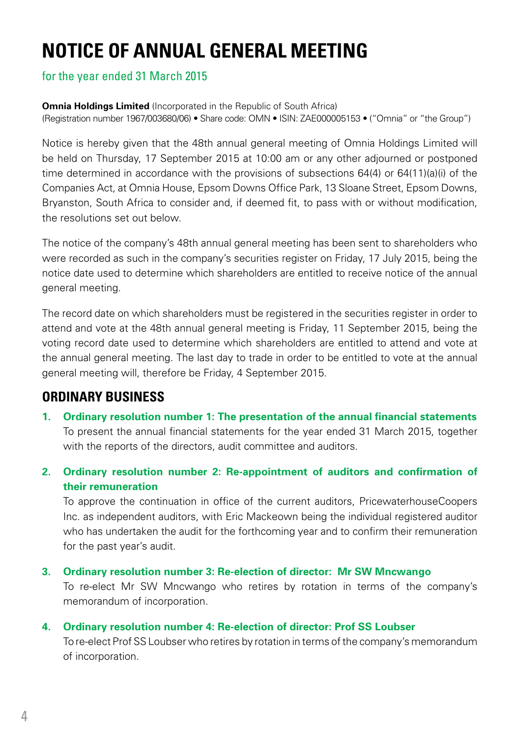# NOTICE OF ANNUAL GENERAL MEETING

for the year ended 31 March 2015

**Omnia Holdings Limited** (Incorporated in the Republic of South Africa)
(Registration number 1967/003680/06) • Share code: OMN • ISIN: ZAE000005153 • ("Omnia" or "the Group")

Notice is hereby given that the 48th annual general meeting of Omnia Holdings Limited will be held on Thursday, 17 September 2015 at 10:00 am or any other adjourned or postponed time determined in accordance with the provisions of subsections 64(4) or 64(11)(a)(i) of the Companies Act, at Omnia House, Epsom Downs Office Park, 13 Sloane Street, Epsom Downs, Bryanston, South Africa to consider and, if deemed fit, to pass with or without modification, the resolutions set out below.

The notice of the company's 48th annual general meeting has been sent to shareholders who were recorded as such in the company's securities register on Friday, 17 July 2015, being the notice date used to determine which shareholders are entitled to receive notice of the annual general meeting.

The record date on which shareholders must be registered in the securities register in order to attend and vote at the 48th annual general meeting is Friday, 11 September 2015, being the voting record date used to determine which shareholders are entitled to attend and vote at the annual general meeting. The last day to trade in order to be entitled to vote at the annual general meeting will, therefore be Friday, 4 September 2015.

## ORDINARY BUSINESS

1. **Ordinary resolution number 1: The presentation of the annual financial statements**
   To present the annual financial statements for the year ended 31 March 2015, together with the reports of the directors, audit committee and auditors.

2. **Ordinary resolution number 2: Re-appointment of auditors and confirmation of their remuneration**
   To approve the continuation in office of the current auditors, PricewaterhouseCoopers Inc. as independent auditors, with Eric Mackeown being the individual registered auditor who has undertaken the audit for the forthcoming year and to confirm their remuneration for the past year's audit.

3. **Ordinary resolution number 3: Re-election of director: Mr SW Mncwango**
   To re-elect Mr SW Mncwango who retires by rotation in terms of the company's memorandum of incorporation.

4. **Ordinary resolution number 4: Re-election of director: Prof SS Loubser**
   To re-elect Prof SS Loubser who retires by rotation in terms of the company's memorandum of incorporation.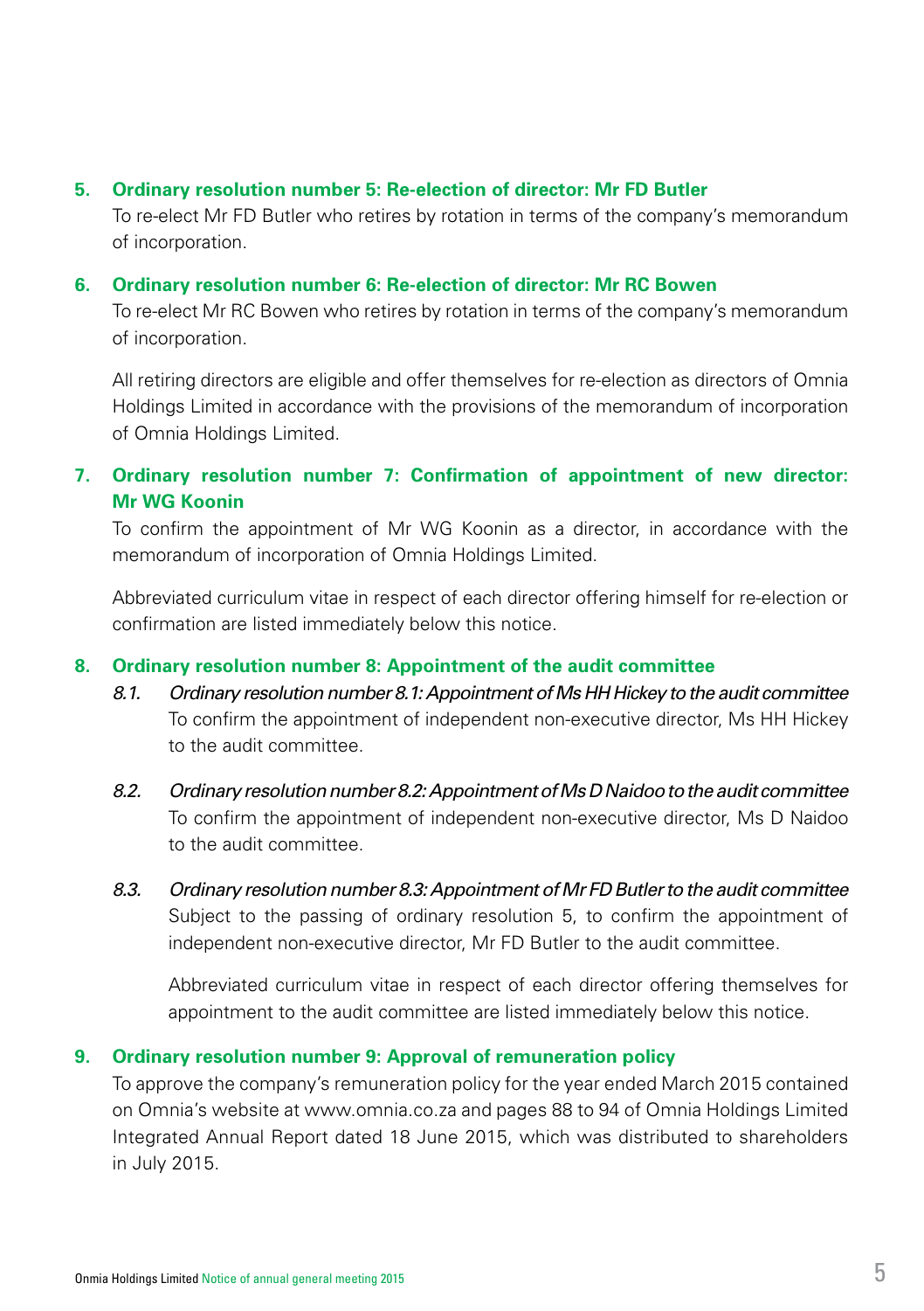**5. Ordinary resolution number 5: Re-election of director: Mr FD Butler**

To re-elect Mr FD Butler who retires by rotation in terms of the company's memorandum of incorporation.

**6. Ordinary resolution number 6: Re-election of director: Mr RC Bowen**

To re-elect Mr RC Bowen who retires by rotation in terms of the company's memorandum of incorporation.

All retiring directors are eligible and offer themselves for re-election as directors of Omnia Holdings Limited in accordance with the provisions of the memorandum of incorporation of Omnia Holdings Limited.

**7. Ordinary resolution number 7: Confirmation of appointment of new director: Mr WG Koonin**

To confirm the appointment of Mr WG Koonin as a director, in accordance with the memorandum of incorporation of Omnia Holdings Limited.

Abbreviated curriculum vitae in respect of each director offering himself for re-election or confirmation are listed immediately below this notice.

**8. Ordinary resolution number 8: Appointment of the audit committee**

*8.1. Ordinary resolution number 8.1: Appointment of Ms HH Hickey to the audit committee*

To confirm the appointment of independent non-executive director, Ms HH Hickey to the audit committee.

*8.2. Ordinary resolution number 8.2: Appointment of Ms D Naidoo to the audit committee*

To confirm the appointment of independent non-executive director, Ms D Naidoo to the audit committee.

*8.3. Ordinary resolution number 8.3: Appointment of Mr FD Butler to the audit committee*

Subject to the passing of ordinary resolution 5, to confirm the appointment of independent non-executive director, Mr FD Butler to the audit committee.

Abbreviated curriculum vitae in respect of each director offering themselves for appointment to the audit committee are listed immediately below this notice.

**9. Ordinary resolution number 9: Approval of remuneration policy**

To approve the company's remuneration policy for the year ended March 2015 contained on Omnia's website at www.omnia.co.za and pages 88 to 94 of Omnia Holdings Limited Integrated Annual Report dated 18 June 2015, which was distributed to shareholders in July 2015.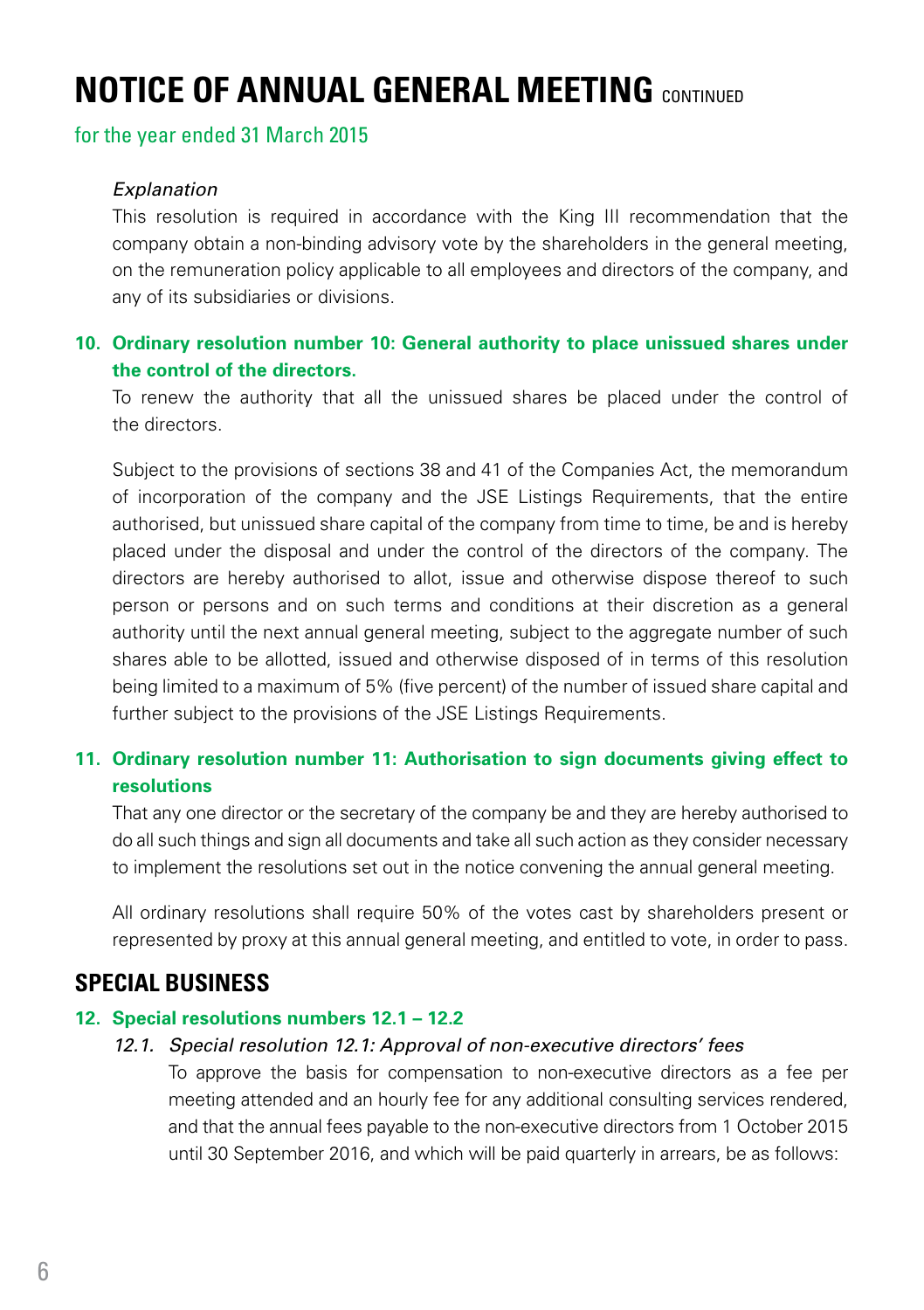*Explanation*

This resolution is required in accordance with the King III recommendation that the company obtain a non-binding advisory vote by the shareholders in the general meeting, on the remuneration policy applicable to all employees and directors of the company, and any of its subsidiaries or divisions.

**10. Ordinary resolution number 10: General authority to place unissued shares under the control of the directors.**

To renew the authority that all the unissued shares be placed under the control of the directors.

Subject to the provisions of sections 38 and 41 of the Companies Act, the memorandum of incorporation of the company and the JSE Listings Requirements, that the entire authorised, but unissued share capital of the company from time to time, be and is hereby placed under the disposal and under the control of the directors of the company. The directors are hereby authorised to allot, issue and otherwise dispose thereof to such person or persons and on such terms and conditions at their discretion as a general authority until the next annual general meeting, subject to the aggregate number of such shares able to be allotted, issued and otherwise disposed of in terms of this resolution being limited to a maximum of 5% (five percent) of the number of issued share capital and further subject to the provisions of the JSE Listings Requirements.

**11. Ordinary resolution number 11: Authorisation to sign documents giving effect to resolutions**

That any one director or the secretary of the company be and they are hereby authorised to do all such things and sign all documents and take all such action as they consider necessary to implement the resolutions set out in the notice convening the annual general meeting.

All ordinary resolutions shall require 50% of the votes cast by shareholders present or represented by proxy at this annual general meeting, and entitled to vote, in order to pass.

## SPECIAL BUSINESS

**12. Special resolutions numbers 12.1 – 12.2**

*12.1. Special resolution 12.1: Approval of non-executive directors' fees*

To approve the basis for compensation to non-executive directors as a fee per meeting attended and an hourly fee for any additional consulting services rendered, and that the annual fees payable to the non-executive directors from 1 October 2015 until 30 September 2016, and which will be paid quarterly in arrears, be as follows: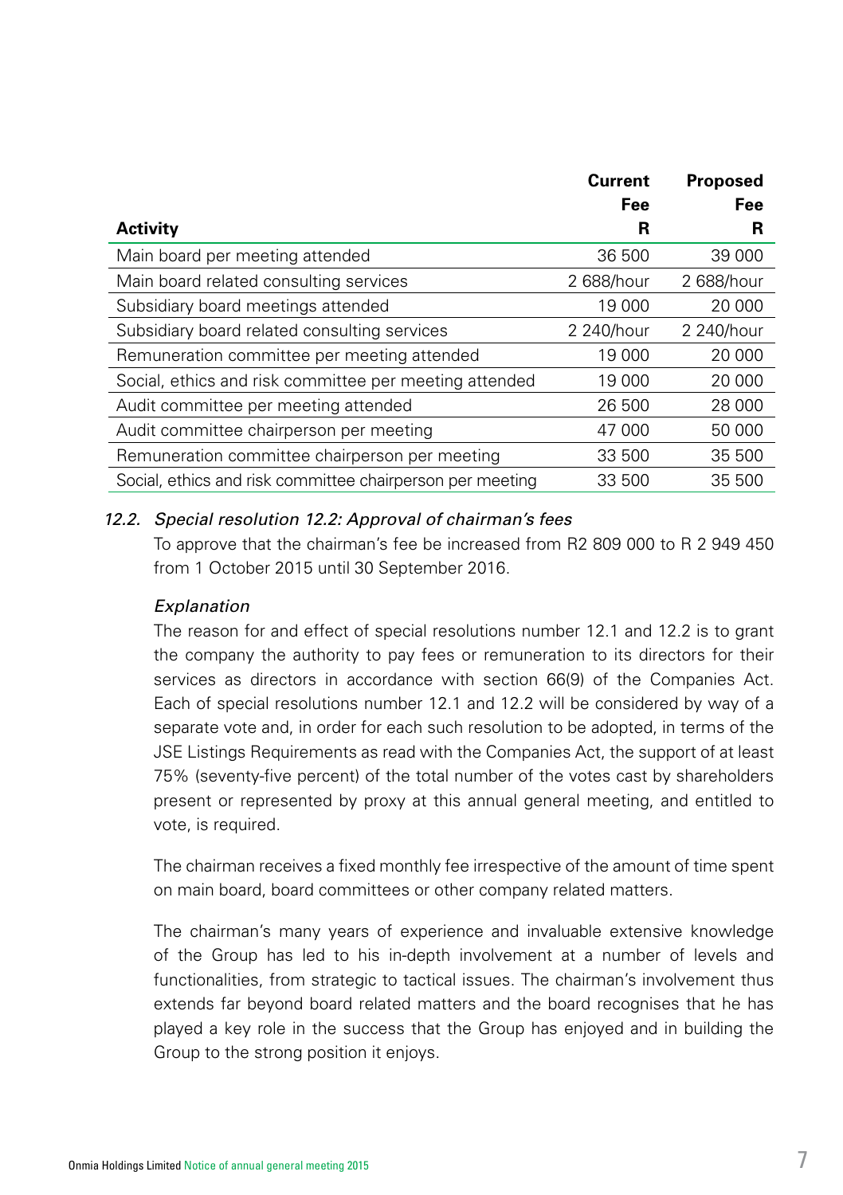| Activity | Current Fee R | Proposed Fee R |
|---|---|---|
| Main board per meeting attended | 36 500 | 39 000 |
| Main board related consulting services | 2 688/hour | 2 688/hour |
| Subsidiary board meetings attended | 19 000 | 20 000 |
| Subsidiary board related consulting services | 2 240/hour | 2 240/hour |
| Remuneration committee per meeting attended | 19 000 | 20 000 |
| Social, ethics and risk committee per meeting attended | 19 000 | 20 000 |
| Audit committee per meeting attended | 26 500 | 28 000 |
| Audit committee chairperson per meeting | 47 000 | 50 000 |
| Remuneration committee chairperson per meeting | 33 500 | 35 500 |
| Social, ethics and risk committee chairperson per meeting | 33 500 | 35 500 |

*12.2. Special resolution 12.2: Approval of chairman's fees*

To approve that the chairman's fee be increased from R2 809 000 to R 2 949 450 from 1 October 2015 until 30 September 2016.

*Explanation*

The reason for and effect of special resolutions number 12.1 and 12.2 is to grant the company the authority to pay fees or remuneration to its directors for their services as directors in accordance with section 66(9) of the Companies Act. Each of special resolutions number 12.1 and 12.2 will be considered by way of a separate vote and, in order for each such resolution to be adopted, in terms of the JSE Listings Requirements as read with the Companies Act, the support of at least 75% (seventy-five percent) of the total number of the votes cast by shareholders present or represented by proxy at this annual general meeting, and entitled to vote, is required.

The chairman receives a fixed monthly fee irrespective of the amount of time spent on main board, board committees or other company related matters.

The chairman's many years of experience and invaluable extensive knowledge of the Group has led to his in-depth involvement at a number of levels and functionalities, from strategic to tactical issues. The chairman's involvement thus extends far beyond board related matters and the board recognises that he has played a key role in the success that the Group has enjoyed and in building the Group to the strong position it enjoys.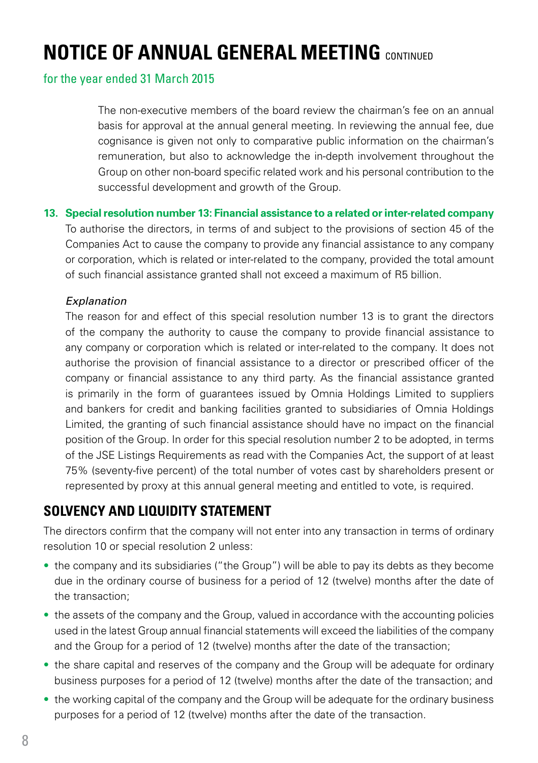The non-executive members of the board review the chairman's fee on an annual basis for approval at the annual general meeting. In reviewing the annual fee, due cognisance is given not only to comparative public information on the chairman's remuneration, but also to acknowledge the in-depth involvement throughout the Group on other non-board specific related work and his personal contribution to the successful development and growth of the Group.

**13. Special resolution number 13: Financial assistance to a related or inter-related company**

To authorise the directors, in terms of and subject to the provisions of section 45 of the Companies Act to cause the company to provide any financial assistance to any company or corporation, which is related or inter-related to the company, provided the total amount of such financial assistance granted shall not exceed a maximum of R5 billion.

*Explanation*

The reason for and effect of this special resolution number 13 is to grant the directors of the company the authority to cause the company to provide financial assistance to any company or corporation which is related or inter-related to the company. It does not authorise the provision of financial assistance to a director or prescribed officer of the company or financial assistance to any third party. As the financial assistance granted is primarily in the form of guarantees issued by Omnia Holdings Limited to suppliers and bankers for credit and banking facilities granted to subsidiaries of Omnia Holdings Limited, the granting of such financial assistance should have no impact on the financial position of the Group. In order for this special resolution number 2 to be adopted, in terms of the JSE Listings Requirements as read with the Companies Act, the support of at least 75% (seventy-five percent) of the total number of votes cast by shareholders present or represented by proxy at this annual general meeting and entitled to vote, is required.

## SOLVENCY AND LIQUIDITY STATEMENT

The directors confirm that the company will not enter into any transaction in terms of ordinary resolution 10 or special resolution 2 unless:

- the company and its subsidiaries ("the Group") will be able to pay its debts as they become due in the ordinary course of business for a period of 12 (twelve) months after the date of the transaction;
- the assets of the company and the Group, valued in accordance with the accounting policies used in the latest Group annual financial statements will exceed the liabilities of the company and the Group for a period of 12 (twelve) months after the date of the transaction;
- the share capital and reserves of the company and the Group will be adequate for ordinary business purposes for a period of 12 (twelve) months after the date of the transaction; and
- the working capital of the company and the Group will be adequate for the ordinary business purposes for a period of 12 (twelve) months after the date of the transaction.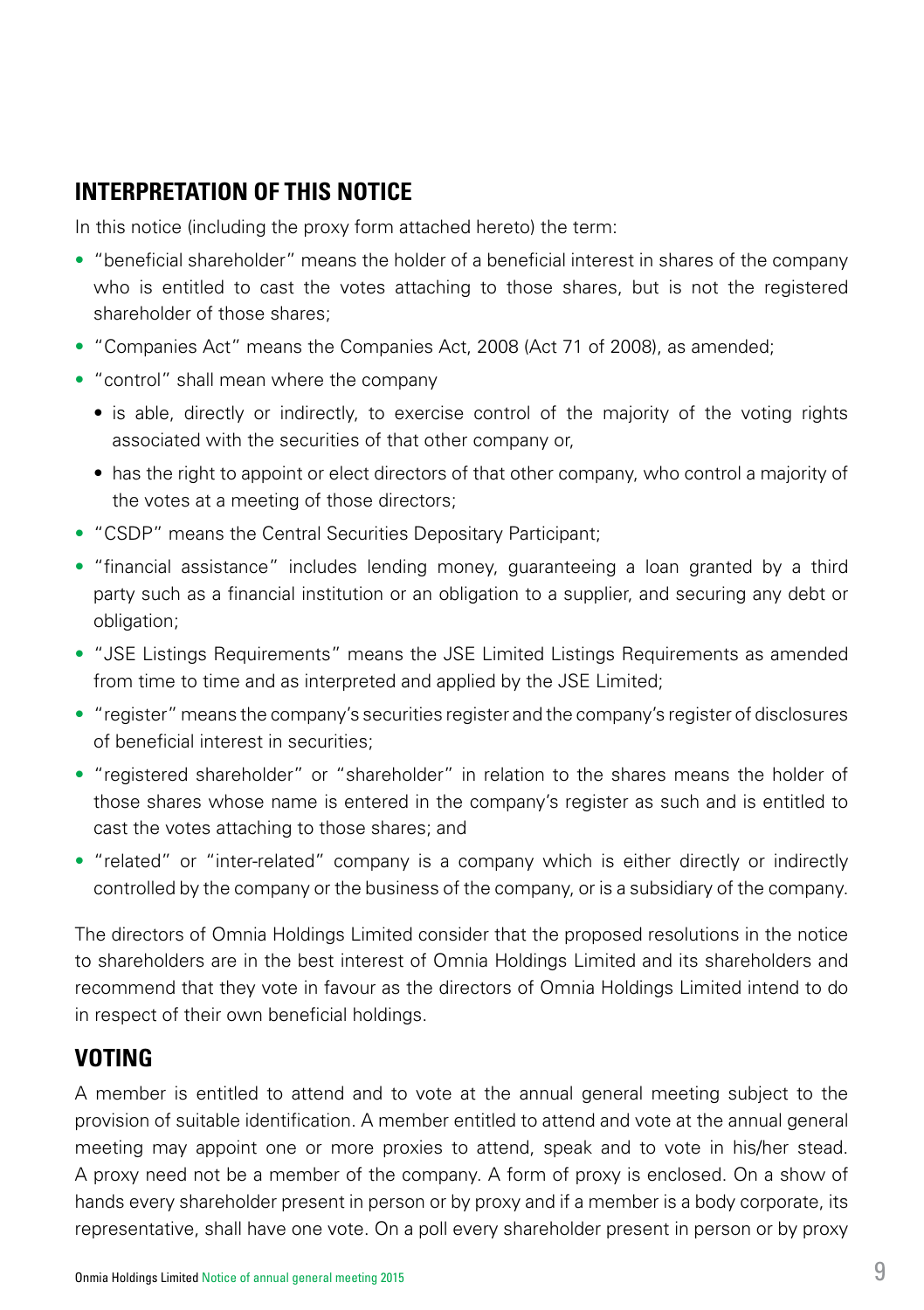## INTERPRETATION OF THIS NOTICE

In this notice (including the proxy form attached hereto) the term:

- "beneficial shareholder" means the holder of a beneficial interest in shares of the company who is entitled to cast the votes attaching to those shares, but is not the registered shareholder of those shares;
- "Companies Act" means the Companies Act, 2008 (Act 71 of 2008), as amended;
- "control" shall mean where the company
  - is able, directly or indirectly, to exercise control of the majority of the voting rights associated with the securities of that other company or,
  - has the right to appoint or elect directors of that other company, who control a majority of the votes at a meeting of those directors;
- "CSDP" means the Central Securities Depositary Participant;
- "financial assistance" includes lending money, guaranteeing a loan granted by a third party such as a financial institution or an obligation to a supplier, and securing any debt or obligation;
- "JSE Listings Requirements" means the JSE Limited Listings Requirements as amended from time to time and as interpreted and applied by the JSE Limited;
- "register" means the company's securities register and the company's register of disclosures of beneficial interest in securities;
- "registered shareholder" or "shareholder" in relation to the shares means the holder of those shares whose name is entered in the company's register as such and is entitled to cast the votes attaching to those shares; and
- "related" or "inter-related" company is a company which is either directly or indirectly controlled by the company or the business of the company, or is a subsidiary of the company.

The directors of Omnia Holdings Limited consider that the proposed resolutions in the notice to shareholders are in the best interest of Omnia Holdings Limited and its shareholders and recommend that they vote in favour as the directors of Omnia Holdings Limited intend to do in respect of their own beneficial holdings.

## VOTING

A member is entitled to attend and to vote at the annual general meeting subject to the provision of suitable identification. A member entitled to attend and vote at the annual general meeting may appoint one or more proxies to attend, speak and to vote in his/her stead. A proxy need not be a member of the company. A form of proxy is enclosed. On a show of hands every shareholder present in person or by proxy and if a member is a body corporate, its representative, shall have one vote. On a poll every shareholder present in person or by proxy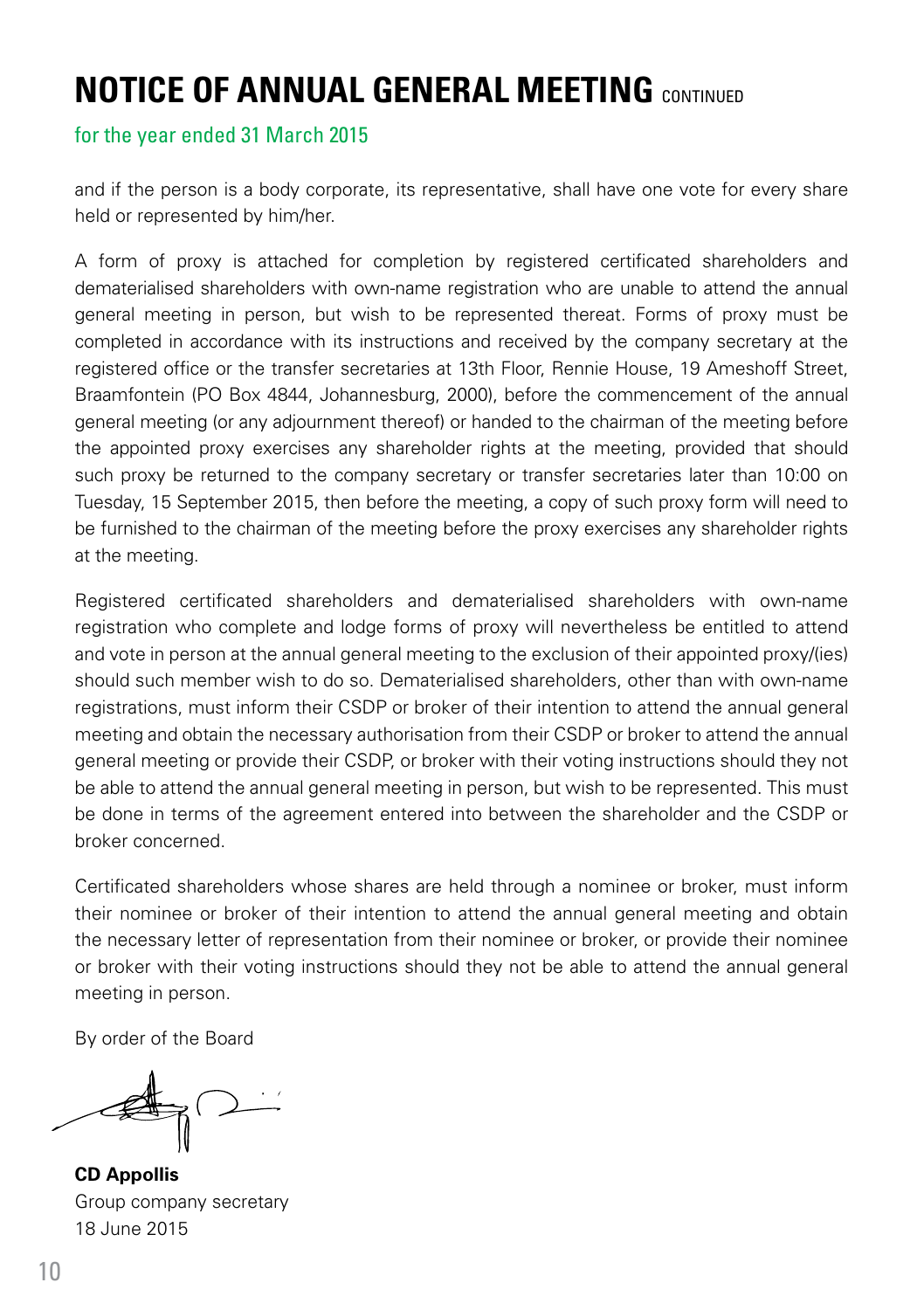# NOTICE OF ANNUAL GENERAL MEETING CONTINUED

for the year ended 31 March 2015

and if the person is a body corporate, its representative, shall have one vote for every share held or represented by him/her.

A form of proxy is attached for completion by registered certificated shareholders and dematerialised shareholders with own-name registration who are unable to attend the annual general meeting in person, but wish to be represented thereat. Forms of proxy must be completed in accordance with its instructions and received by the company secretary at the registered office or the transfer secretaries at 13th Floor, Rennie House, 19 Ameshoff Street, Braamfontein (PO Box 4844, Johannesburg, 2000), before the commencement of the annual general meeting (or any adjournment thereof) or handed to the chairman of the meeting before the appointed proxy exercises any shareholder rights at the meeting, provided that should such proxy be returned to the company secretary or transfer secretaries later than 10:00 on Tuesday, 15 September 2015, then before the meeting, a copy of such proxy form will need to be furnished to the chairman of the meeting before the proxy exercises any shareholder rights at the meeting.

Registered certificated shareholders and dematerialised shareholders with own-name registration who complete and lodge forms of proxy will nevertheless be entitled to attend and vote in person at the annual general meeting to the exclusion of their appointed proxy/(ies) should such member wish to do so. Dematerialised shareholders, other than with own-name registrations, must inform their CSDP or broker of their intention to attend the annual general meeting and obtain the necessary authorisation from their CSDP or broker to attend the annual general meeting or provide their CSDP, or broker with their voting instructions should they not be able to attend the annual general meeting in person, but wish to be represented. This must be done in terms of the agreement entered into between the shareholder and the CSDP or broker concerned.

Certificated shareholders whose shares are held through a nominee or broker, must inform their nominee or broker of their intention to attend the annual general meeting and obtain the necessary letter of representation from their nominee or broker, or provide their nominee or broker with their voting instructions should they not be able to attend the annual general meeting in person.

By order of the Board

**CD Appollis**
Group company secretary
18 June 2015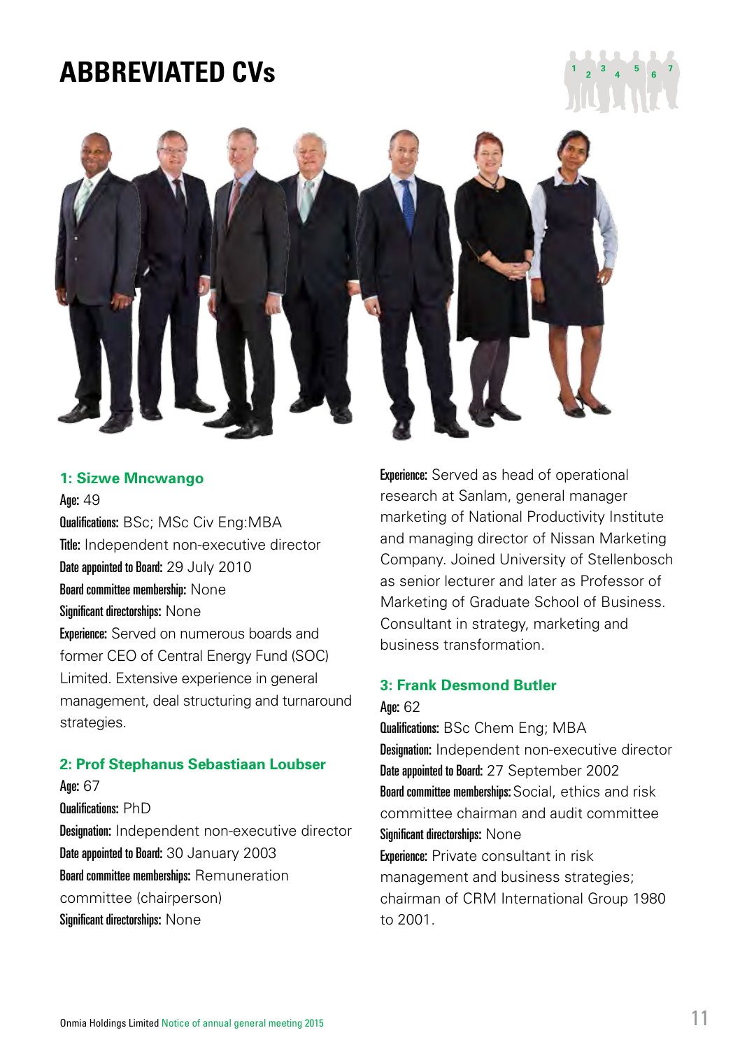# ABBREVIATED CVs

### 1: Sizwe Mncwango

**Age:** 49
**Qualifications:** BSc; MSc Civ Eng:MBA
**Title:** Independent non-executive director
**Date appointed to Board:** 29 July 2010
**Board committee membership:** None
**Significant directorships:** None
**Experience:** Served on numerous boards and former CEO of Central Energy Fund (SOC) Limited. Extensive experience in general management, deal structuring and turnaround strategies.

### 2: Prof Stephanus Sebastiaan Loubser

**Age:** 67
**Qualifications:** PhD
**Designation:** Independent non-executive director
**Date appointed to Board:** 30 January 2003
**Board committee memberships:** Remuneration committee (chairperson)
**Significant directorships:** None
**Experience:** Served as head of operational research at Sanlam, general manager marketing of National Productivity Institute and managing director of Nissan Marketing Company. Joined University of Stellenbosch as senior lecturer and later as Professor of Marketing of Graduate School of Business. Consultant in strategy, marketing and business transformation.

### 3: Frank Desmond Butler

**Age:** 62
**Qualifications:** BSc Chem Eng; MBA
**Designation:** Independent non-executive director
**Date appointed to Board:** 27 September 2002
**Board committee memberships:** Social, ethics and risk committee chairman and audit committee
**Significant directorships:** None
**Experience:** Private consultant in risk management and business strategies; chairman of CRM International Group 1980 to 2001.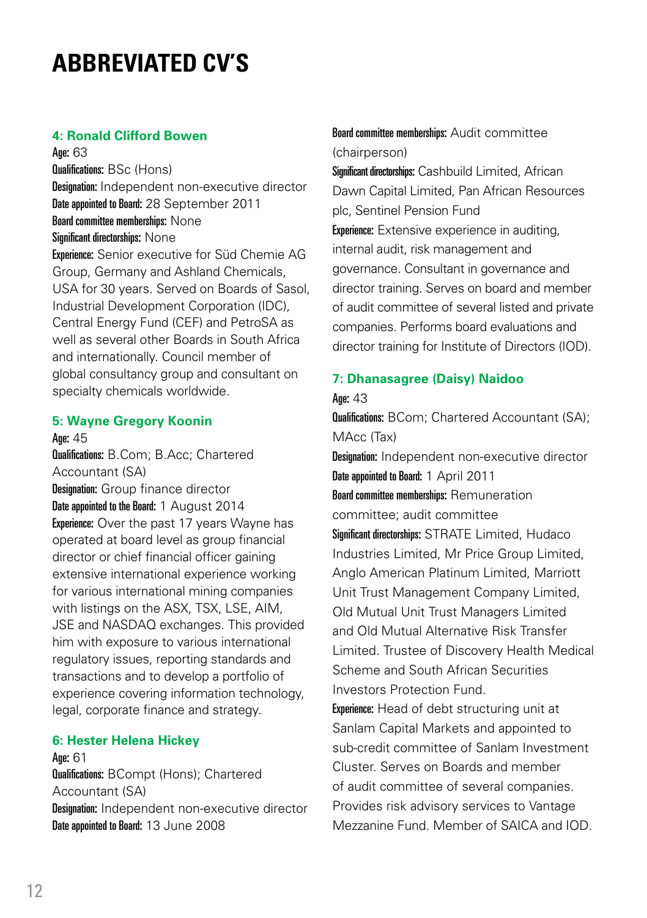# ABBREVIATED CV'S

### 4: Ronald Clifford Bowen

**Age:** 63

**Qualifications:** BSc (Hons)

**Designation:** Independent non-executive director

**Date appointed to Board:** 28 September 2011

**Board committee memberships:** None

**Significant directorships:** None

**Experience:** Senior executive for Süd Chemie AG Group, Germany and Ashland Chemicals, USA for 30 years. Served on Boards of Sasol, Industrial Development Corporation (IDC), Central Energy Fund (CEF) and PetroSA as well as several other Boards in South Africa and internationally. Council member of global consultancy group and consultant on specialty chemicals worldwide.

### 5: Wayne Gregory Koonin

**Age:** 45

**Qualifications:** B.Com; B.Acc; Chartered Accountant (SA)

**Designation:** Group finance director

**Date appointed to the Board:** 1 August 2014

**Experience:** Over the past 17 years Wayne has operated at board level as group financial director or chief financial officer gaining extensive international experience working for various international mining companies with listings on the ASX, TSX, LSE, AIM, JSE and NASDAQ exchanges. This provided him with exposure to various international regulatory issues, reporting standards and transactions and to develop a portfolio of experience covering information technology, legal, corporate finance and strategy.

### 6: Hester Helena Hickey

**Age:** 61

**Qualifications:** BCompt (Hons); Chartered Accountant (SA)

**Designation:** Independent non-executive director

**Date appointed to Board:** 13 June 2008

**Board committee memberships:** Audit committee (chairperson)

**Significant directorships:** Cashbuild Limited, African Dawn Capital Limited, Pan African Resources plc, Sentinel Pension Fund

**Experience:** Extensive experience in auditing, internal audit, risk management and governance. Consultant in governance and director training. Serves on board and member of audit committee of several listed and private companies. Performs board evaluations and director training for Institute of Directors (IOD).

### 7: Dhanasagree (Daisy) Naidoo

**Age:** 43

**Qualifications:** BCom; Chartered Accountant (SA); MAcc (Tax)

**Designation:** Independent non-executive director

**Date appointed to Board:** 1 April 2011

**Board committee memberships:** Remuneration committee; audit committee

**Significant directorships:** STRATE Limited, Hudaco Industries Limited, Mr Price Group Limited, Anglo American Platinum Limited, Marriott Unit Trust Management Company Limited, Old Mutual Unit Trust Managers Limited and Old Mutual Alternative Risk Transfer Limited. Trustee of Discovery Health Medical Scheme and South African Securities Investors Protection Fund.

**Experience:** Head of debt structuring unit at Sanlam Capital Markets and appointed to sub-credit committee of Sanlam Investment Cluster. Serves on Boards and member of audit committee of several companies. Provides risk advisory services to Vantage Mezzanine Fund. Member of SAICA and IOD.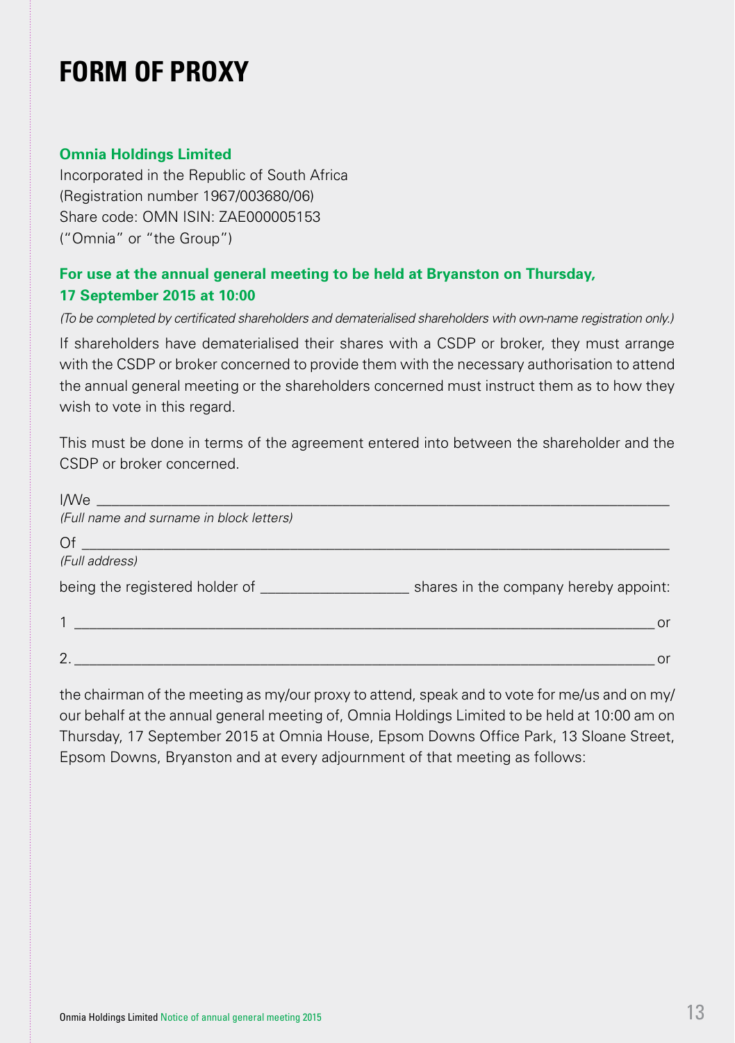# FORM OF PROXY

**Omnia Holdings Limited**
Incorporated in the Republic of South Africa
(Registration number 1967/003680/06)
Share code: OMN ISIN: ZAE000005153
("Omnia" or "the Group")

**For use at the annual general meeting to be held at Bryanston on Thursday, 17 September 2015 at 10:00**

*(To be completed by certificated shareholders and dematerialised shareholders with own-name registration only.)*

If shareholders have dematerialised their shares with a CSDP or broker, they must arrange with the CSDP or broker concerned to provide them with the necessary authorisation to attend the annual general meeting or the shareholders concerned must instruct them as to how they wish to vote in this regard.

This must be done in terms of the agreement entered into between the shareholder and the CSDP or broker concerned.

I/We ______________________________________________________________________
*(Full name and surname in block letters)*

Of ________________________________________________________________________
*(Full address)*

being the registered holder of __________________ shares in the company hereby appoint:

1 _________________________________________________________________________ or

2. ________________________________________________________________________ or

the chairman of the meeting as my/our proxy to attend, speak and to vote for me/us and on my/our behalf at the annual general meeting of, Omnia Holdings Limited to be held at 10:00 am on Thursday, 17 September 2015 at Omnia House, Epsom Downs Office Park, 13 Sloane Street, Epsom Downs, Bryanston and at every adjournment of that meeting as follows: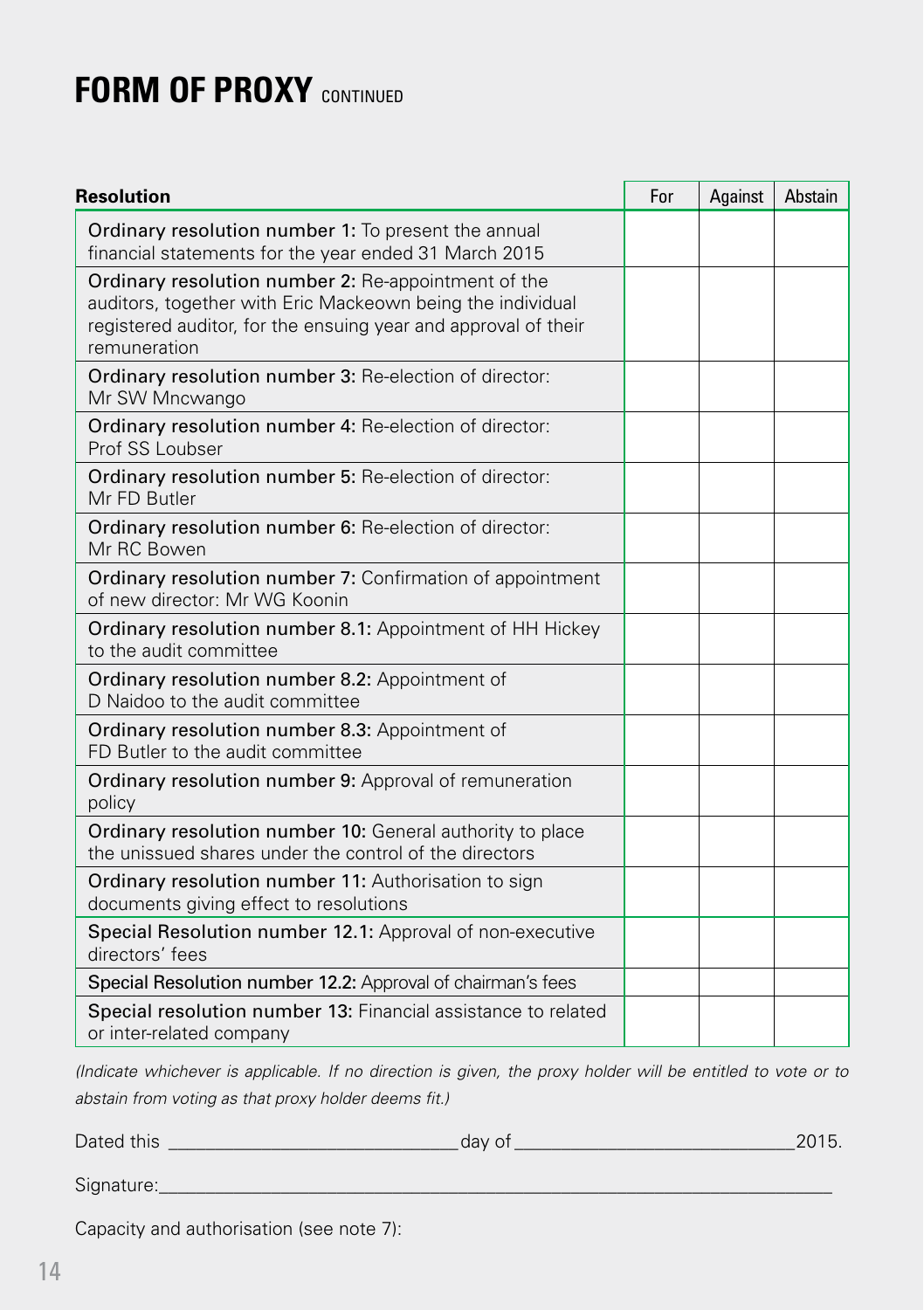# FORM OF PROXY CONTINUED

| Resolution | For | Against | Abstain |
|---|---|---|---|
| **Ordinary resolution number 1:** To present the annual financial statements for the year ended 31 March 2015 | | | |
| **Ordinary resolution number 2:** Re-appointment of the auditors, together with Eric Mackeown being the individual registered auditor, for the ensuing year and approval of their remuneration | | | |
| **Ordinary resolution number 3:** Re-election of director: Mr SW Mncwango | | | |
| **Ordinary resolution number 4:** Re-election of director: Prof SS Loubser | | | |
| **Ordinary resolution number 5:** Re-election of director: Mr FD Butler | | | |
| **Ordinary resolution number 6:** Re-election of director: Mr RC Bowen | | | |
| **Ordinary resolution number 7:** Confirmation of appointment of new director: Mr WG Koonin | | | |
| **Ordinary resolution number 8.1:** Appointment of HH Hickey to the audit committee | | | |
| **Ordinary resolution number 8.2:** Appointment of D Naidoo to the audit committee | | | |
| **Ordinary resolution number 8.3:** Appointment of FD Butler to the audit committee | | | |
| **Ordinary resolution number 9:** Approval of remuneration policy | | | |
| **Ordinary resolution number 10:** General authority to place the unissued shares under the control of the directors | | | |
| **Ordinary resolution number 11:** Authorisation to sign documents giving effect to resolutions | | | |
| **Special Resolution number 12.1:** Approval of non-executive directors' fees | | | |
| **Special Resolution number 12.2:** Approval of chairman's fees | | | |
| **Special resolution number 13:** Financial assistance to related or inter-related company | | | |

*(Indicate whichever is applicable. If no direction is given, the proxy holder will be entitled to vote or to abstain from voting as that proxy holder deems fit.)*

Dated this ______________________________ day of ____________________________ 2015.

Signature: ____________________________________________________________________

Capacity and authorisation (see note 7):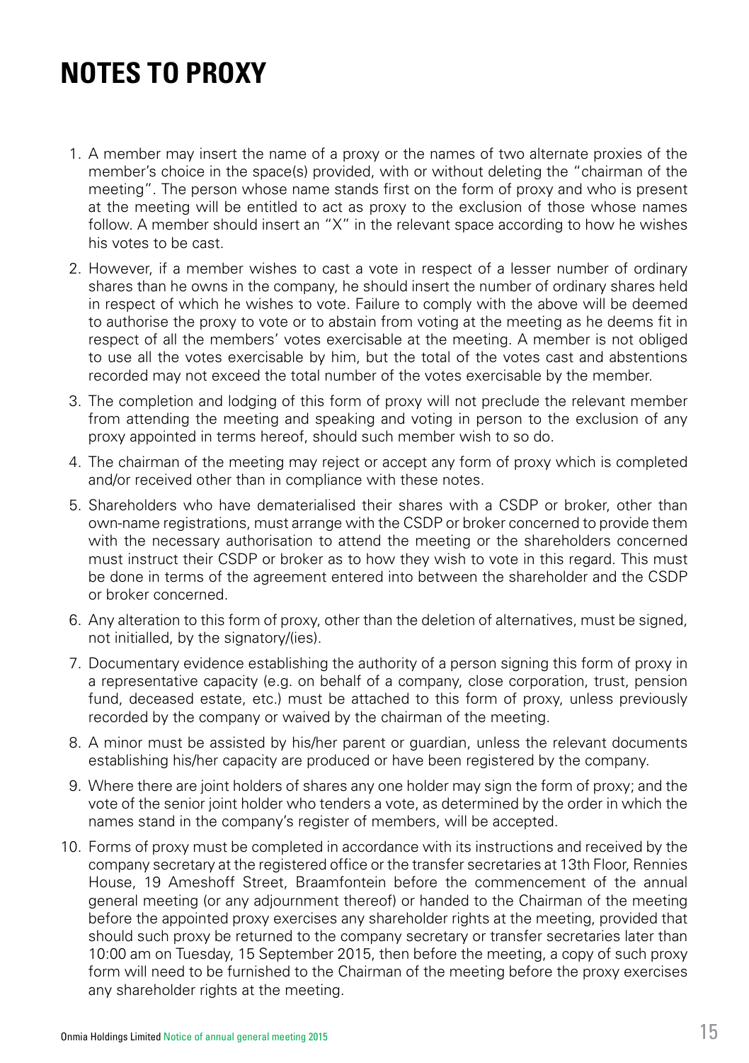# NOTES TO PROXY

1. A member may insert the name of a proxy or the names of two alternate proxies of the member's choice in the space(s) provided, with or without deleting the "chairman of the meeting". The person whose name stands first on the form of proxy and who is present at the meeting will be entitled to act as proxy to the exclusion of those whose names follow. A member should insert an "X" in the relevant space according to how he wishes his votes to be cast.
2. However, if a member wishes to cast a vote in respect of a lesser number of ordinary shares than he owns in the company, he should insert the number of ordinary shares held in respect of which he wishes to vote. Failure to comply with the above will be deemed to authorise the proxy to vote or to abstain from voting at the meeting as he deems fit in respect of all the members' votes exercisable at the meeting. A member is not obliged to use all the votes exercisable by him, but the total of the votes cast and abstentions recorded may not exceed the total number of the votes exercisable by the member.
3. The completion and lodging of this form of proxy will not preclude the relevant member from attending the meeting and speaking and voting in person to the exclusion of any proxy appointed in terms hereof, should such member wish to so do.
4. The chairman of the meeting may reject or accept any form of proxy which is completed and/or received other than in compliance with these notes.
5. Shareholders who have dematerialised their shares with a CSDP or broker, other than own-name registrations, must arrange with the CSDP or broker concerned to provide them with the necessary authorisation to attend the meeting or the shareholders concerned must instruct their CSDP or broker as to how they wish to vote in this regard. This must be done in terms of the agreement entered into between the shareholder and the CSDP or broker concerned.
6. Any alteration to this form of proxy, other than the deletion of alternatives, must be signed, not initialled, by the signatory/(ies).
7. Documentary evidence establishing the authority of a person signing this form of proxy in a representative capacity (e.g. on behalf of a company, close corporation, trust, pension fund, deceased estate, etc.) must be attached to this form of proxy, unless previously recorded by the company or waived by the chairman of the meeting.
8. A minor must be assisted by his/her parent or guardian, unless the relevant documents establishing his/her capacity are produced or have been registered by the company.
9. Where there are joint holders of shares any one holder may sign the form of proxy; and the vote of the senior joint holder who tenders a vote, as determined by the order in which the names stand in the company's register of members, will be accepted.
10. Forms of proxy must be completed in accordance with its instructions and received by the company secretary at the registered office or the transfer secretaries at 13th Floor, Rennies House, 19 Ameshoff Street, Braamfontein before the commencement of the annual general meeting (or any adjournment thereof) or handed to the Chairman of the meeting before the appointed proxy exercises any shareholder rights at the meeting, provided that should such proxy be returned to the company secretary or transfer secretaries later than 10:00 am on Tuesday, 15 September 2015, then before the meeting, a copy of such proxy form will need to be furnished to the Chairman of the meeting before the proxy exercises any shareholder rights at the meeting.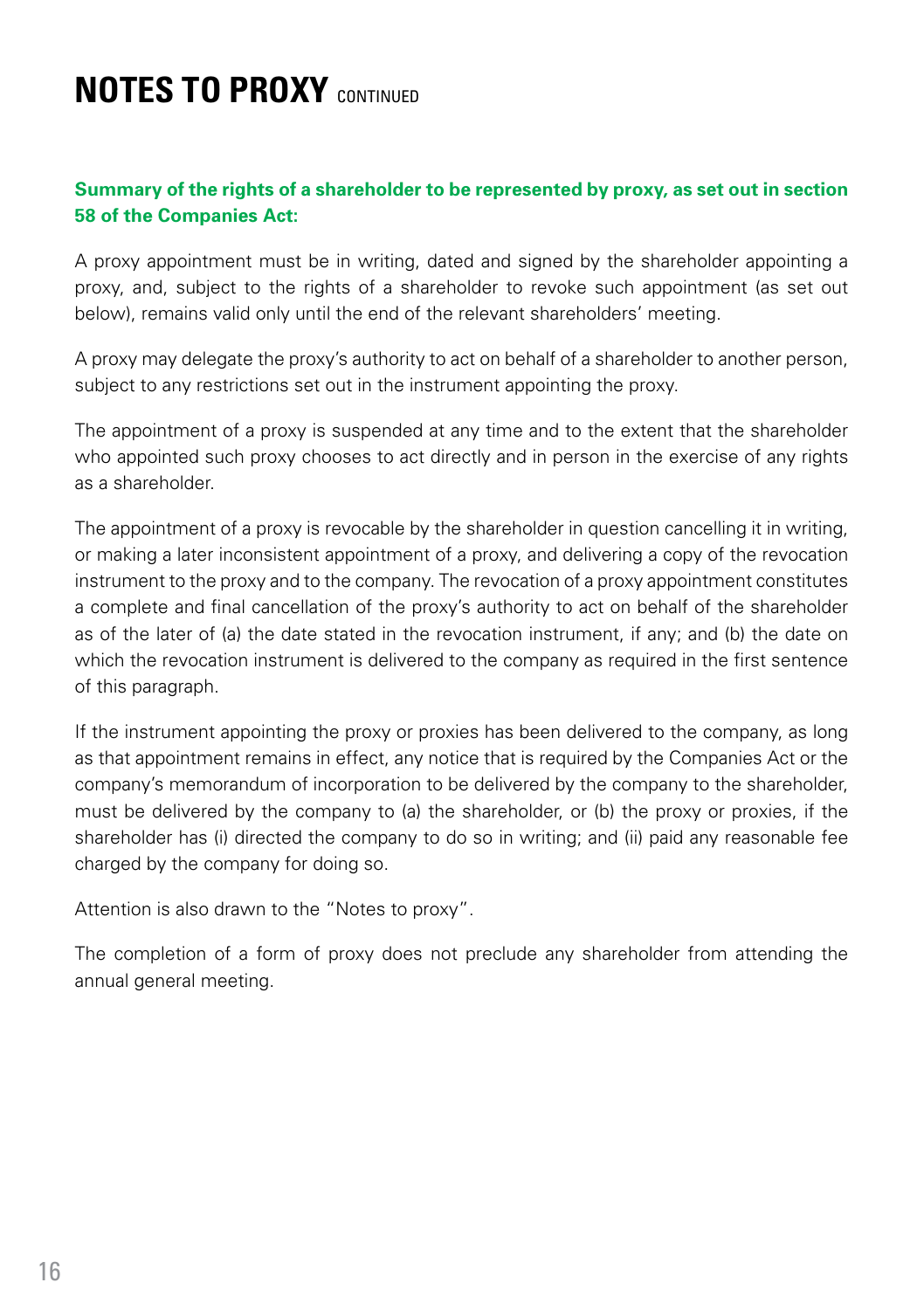# NOTES TO PROXY CONTINUED

**Summary of the rights of a shareholder to be represented by proxy, as set out in section 58 of the Companies Act:**

A proxy appointment must be in writing, dated and signed by the shareholder appointing a proxy, and, subject to the rights of a shareholder to revoke such appointment (as set out below), remains valid only until the end of the relevant shareholders' meeting.

A proxy may delegate the proxy's authority to act on behalf of a shareholder to another person, subject to any restrictions set out in the instrument appointing the proxy.

The appointment of a proxy is suspended at any time and to the extent that the shareholder who appointed such proxy chooses to act directly and in person in the exercise of any rights as a shareholder.

The appointment of a proxy is revocable by the shareholder in question cancelling it in writing, or making a later inconsistent appointment of a proxy, and delivering a copy of the revocation instrument to the proxy and to the company. The revocation of a proxy appointment constitutes a complete and final cancellation of the proxy's authority to act on behalf of the shareholder as of the later of (a) the date stated in the revocation instrument, if any; and (b) the date on which the revocation instrument is delivered to the company as required in the first sentence of this paragraph.

If the instrument appointing the proxy or proxies has been delivered to the company, as long as that appointment remains in effect, any notice that is required by the Companies Act or the company's memorandum of incorporation to be delivered by the company to the shareholder, must be delivered by the company to (a) the shareholder, or (b) the proxy or proxies, if the shareholder has (i) directed the company to do so in writing; and (ii) paid any reasonable fee charged by the company for doing so.

Attention is also drawn to the "Notes to proxy".

The completion of a form of proxy does not preclude any shareholder from attending the annual general meeting.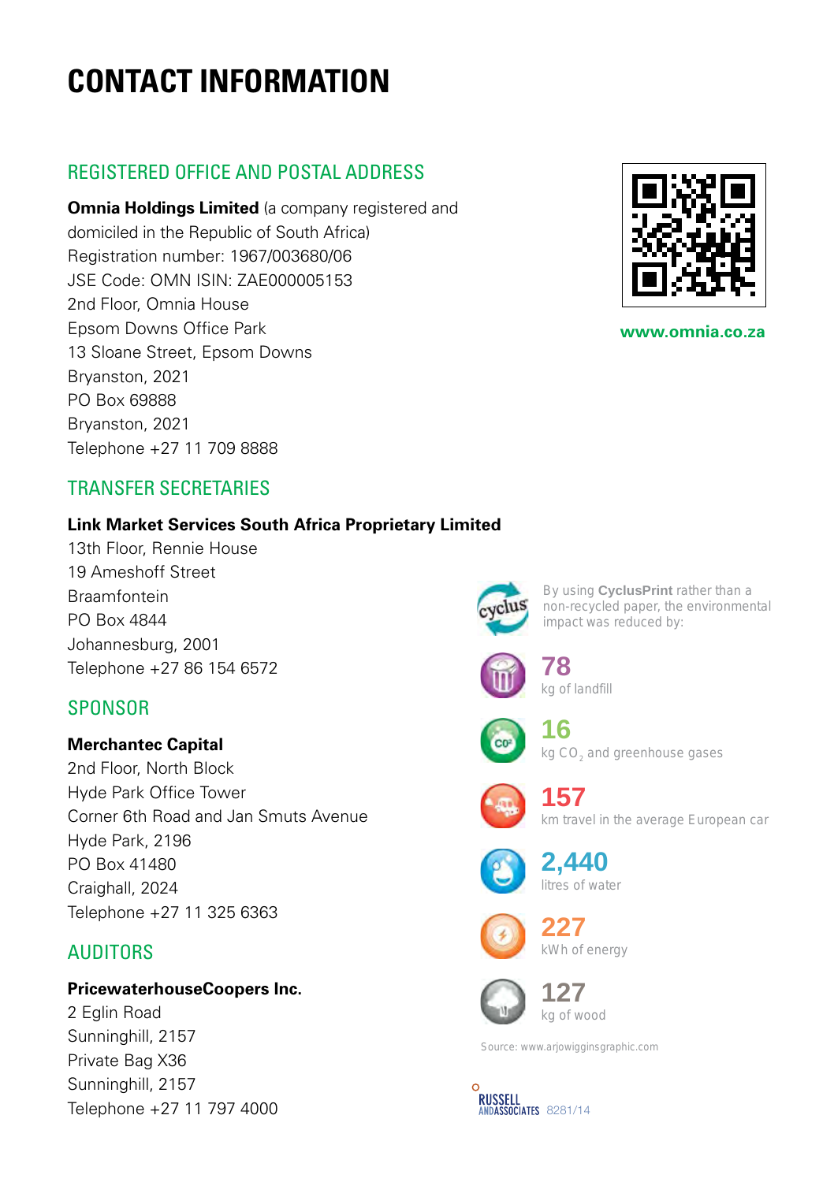# CONTACT INFORMATION

## REGISTERED OFFICE AND POSTAL ADDRESS

**Omnia Holdings Limited** (a company registered and domiciled in the Republic of South Africa)
Registration number: 1967/003680/06
JSE Code: OMN ISIN: ZAE000005153
2nd Floor, Omnia House
Epsom Downs Office Park
13 Sloane Street, Epsom Downs
Bryanston, 2021
PO Box 69888
Bryanston, 2021
Telephone +27 11 709 8888

**www.omnia.co.za**

## TRANSFER SECRETARIES

**Link Market Services South Africa Proprietary Limited**
13th Floor, Rennie House
19 Ameshoff Street
Braamfontein
PO Box 4844
Johannesburg, 2001
Telephone +27 86 154 6572

## SPONSOR

**Merchantec Capital**
2nd Floor, North Block
Hyde Park Office Tower
Corner 6th Road and Jan Smuts Avenue
Hyde Park, 2196
PO Box 41480
Craighall, 2024
Telephone +27 11 325 6363

## AUDITORS

**PricewaterhouseCoopers Inc.**
2 Eglin Road
Sunninghill, 2157
Private Bag X36
Sunninghill, 2157
Telephone +27 11 797 4000

By using **CyclusPrint** rather than a non-recycled paper, the environmental impact was reduced by:

**78**
kg of landfill

**16**
kg $CO_2$ and greenhouse gases

**157**
km travel in the average European car

**2,440**
litres of water

**227**
kWh of energy

**127**
kg of wood

Source: www.arjowigginsgraphic.com

RUSSELL AND ASSOCIATES 8281/14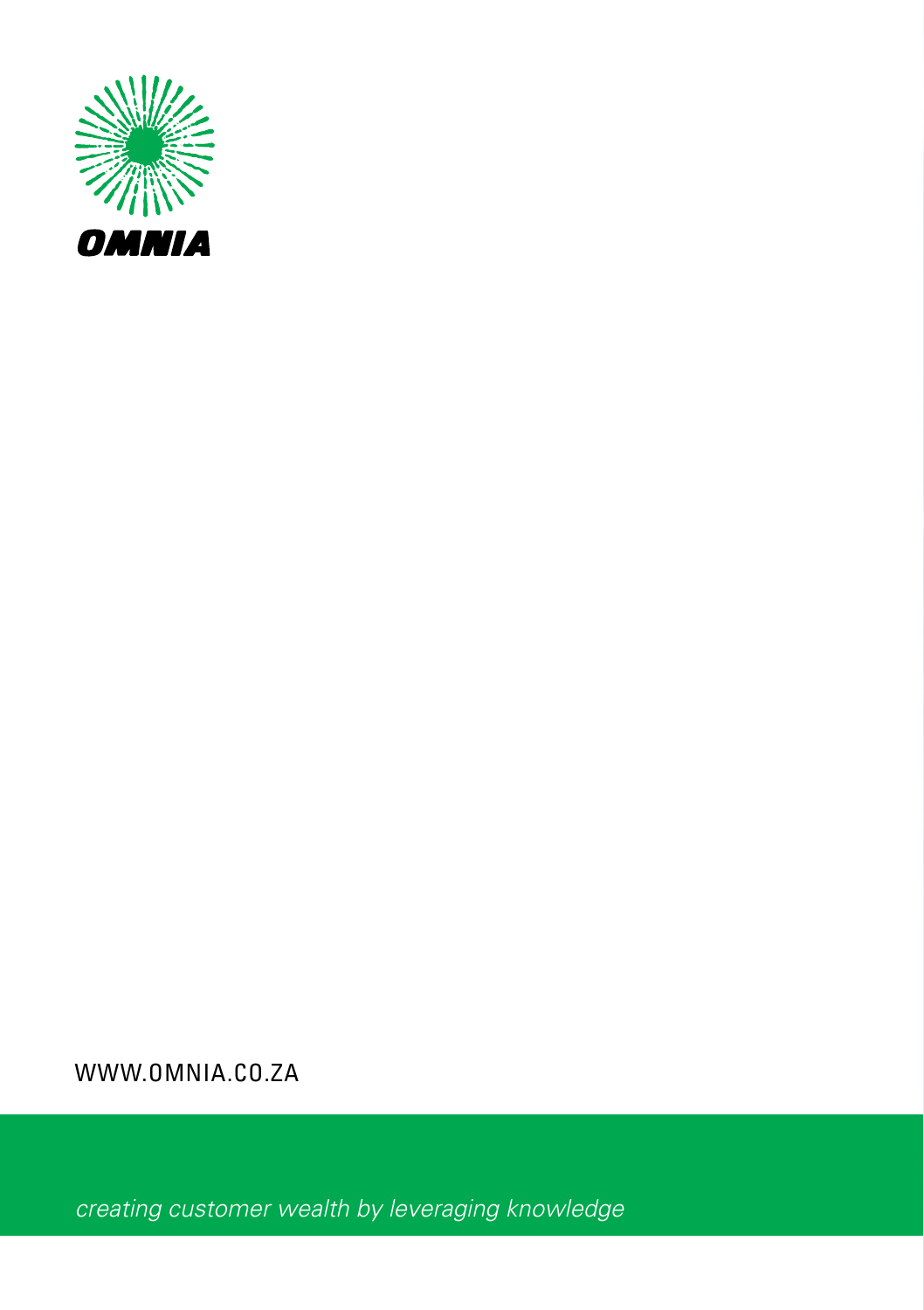OMNIA

WWW.OMNIA.CO.ZA

*creating customer wealth by leveraging knowledge*